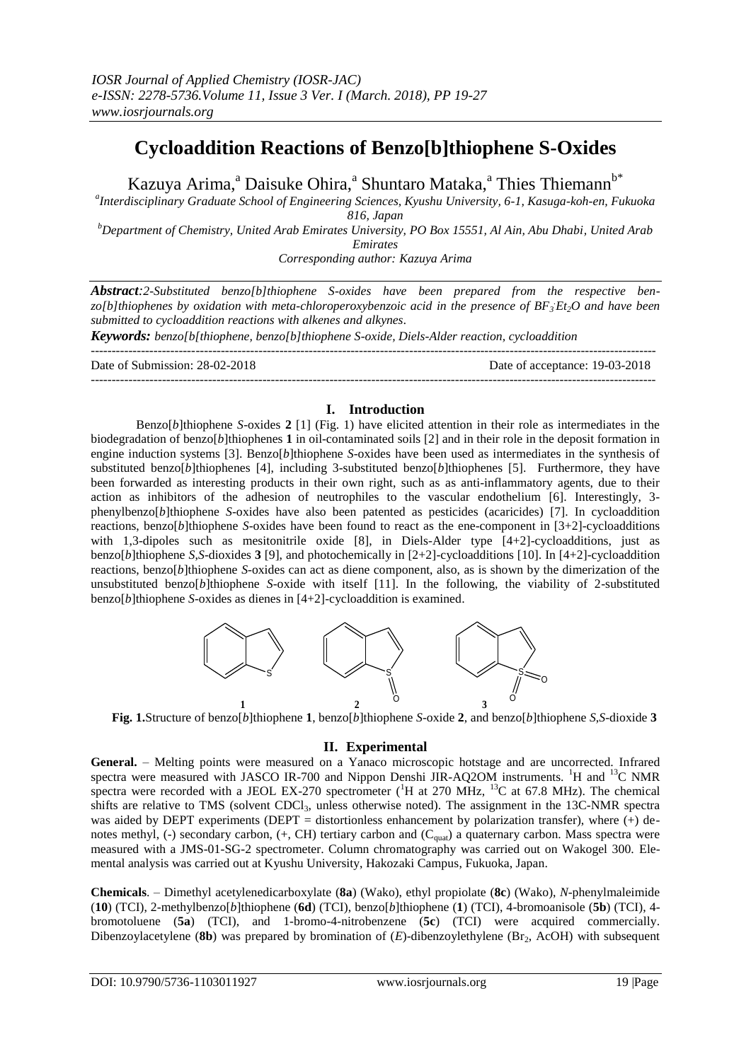# Cycloaddition Reactions of Benzo[b]thiophene S-Oxides

Kazuya Arima,[a] Daisuke Ohira,[a] Shuntaro Mataka,[a] Thies Thiemann[b*]

[a]Interdisciplinary Graduate School of Engineering Sciences, Kyushu University, 6-1, Kasuga-koh-en, Fukuoka 816, Japan

[b]Department of Chemistry, United Arab Emirates University, PO Box 15551, Al Ain, Abu Dhabi, United Arab Emirates

Corresponding author: Kazuya Arima

***Abstract**:2-Substituted benzo[b]thiophene S-oxides have been prepared from the respective benzo[b]thiophenes by oxidation with meta-chloroperoxybenzoic acid in the presence of $BF_3 \cdot Et_2O$ and have been submitted to cycloaddition reactions with alkenes and alkynes.*

***Keywords:** benzo[b[thiophene, benzo[b]thiophene S-oxide, Diels-Alder reaction, cycloaddition*

Date of Submission: 28-02-2018 Date of acceptance: 19-03-2018

## I. Introduction

Benzo[*b*]thiophene *S*-oxides **2** [1] (Fig. 1) have elicited attention in their role as intermediates in the biodegradation of benzo[*b*]thiophenes **1** in oil-contaminated soils [2] and in their role in the deposit formation in engine induction systems [3]. Benzo[*b*]thiophene *S*-oxides have been used as intermediates in the synthesis of substituted benzo[*b*]thiophenes [4], including 3-substituted benzo[*b*]thiophenes [5]. Furthermore, they have been forwarded as interesting products in their own right, such as as anti-inflammatory agents, due to their action as inhibitors of the adhesion of neutrophiles to the vascular endothelium [6]. Interestingly, 3-phenylbenzo[*b*]thiophene *S*-oxides have also been patented as pesticides (acaricides) [7]. In cycloaddition reactions, benzo[*b*]thiophene *S*-oxides have been found to react as the ene-component in [3+2]-cycloadditions with 1,3-dipoles such as mesitonitrile oxide [8], in Diels-Alder type [4+2]-cycloadditions, just as benzo[*b*]thiophene *S,S*-dioxides **3** [9], and photochemically in [2+2]-cycloadditions [10]. In [4+2]-cycloaddition reactions, benzo[*b*]thiophene *S*-oxides can act as diene component, also, as is shown by the dimerization of the unsubstituted benzo[*b*]thiophene *S*-oxide with itself [11]. In the following, the viability of 2-substituted benzo[*b*]thiophene *S*-oxides as dienes in [4+2]-cycloaddition is examined.

**Fig. 1.**Structure of benzo[*b*]thiophene **1**, benzo[*b*]thiophene *S*-oxide **2**, and benzo[*b*]thiophene *S,S*-dioxide **3**

## II. Experimental

**General.** – Melting points were measured on a Yanaco microscopic hotstage and are uncorrected. Infrared spectra were measured with JASCO IR-700 and Nippon Denshi JIR-AQ2OM instruments. $^1H$ and $^{13}C$ NMR spectra were recorded with a JEOL EX-270 spectrometer ($^1H$ at 270 MHz, $^{13}C$ at 67.8 MHz). The chemical shifts are relative to TMS (solvent $CDCl_3$, unless otherwise noted). The assignment in the 13C-NMR spectra was aided by DEPT experiments (DEPT = distortionless enhancement by polarization transfer), where (+) denotes methyl, (-) secondary carbon, (+, CH) tertiary carbon and ($C_{quat}$) a quaternary carbon. Mass spectra were measured with a JMS-01-SG-2 spectrometer. Column chromatography was carried out on Wakogel 300. Elemental analysis was carried out at Kyushu University, Hakozaki Campus, Fukuoka, Japan.

**Chemicals**. – Dimethyl acetylenedicarboxylate (**8a**) (Wako), ethyl propiolate (**8c**) (Wako), *N*-phenylmaleimide (**10**) (TCI), 2-methylbenzo[*b*]thiophene (**6d**) (TCI), benzo[*b*]thiophene (**1**) (TCI), 4-bromoanisole (**5b**) (TCI), 4-bromotoluene (**5a**) (TCI), and 1-bromo-4-nitrobenzene (**5c**) (TCI) were acquired commercially. Dibenzoylacetylene (**8b**) was prepared by bromination of (*E*)-dibenzoylethylene ($Br_2$, AcOH) with subsequent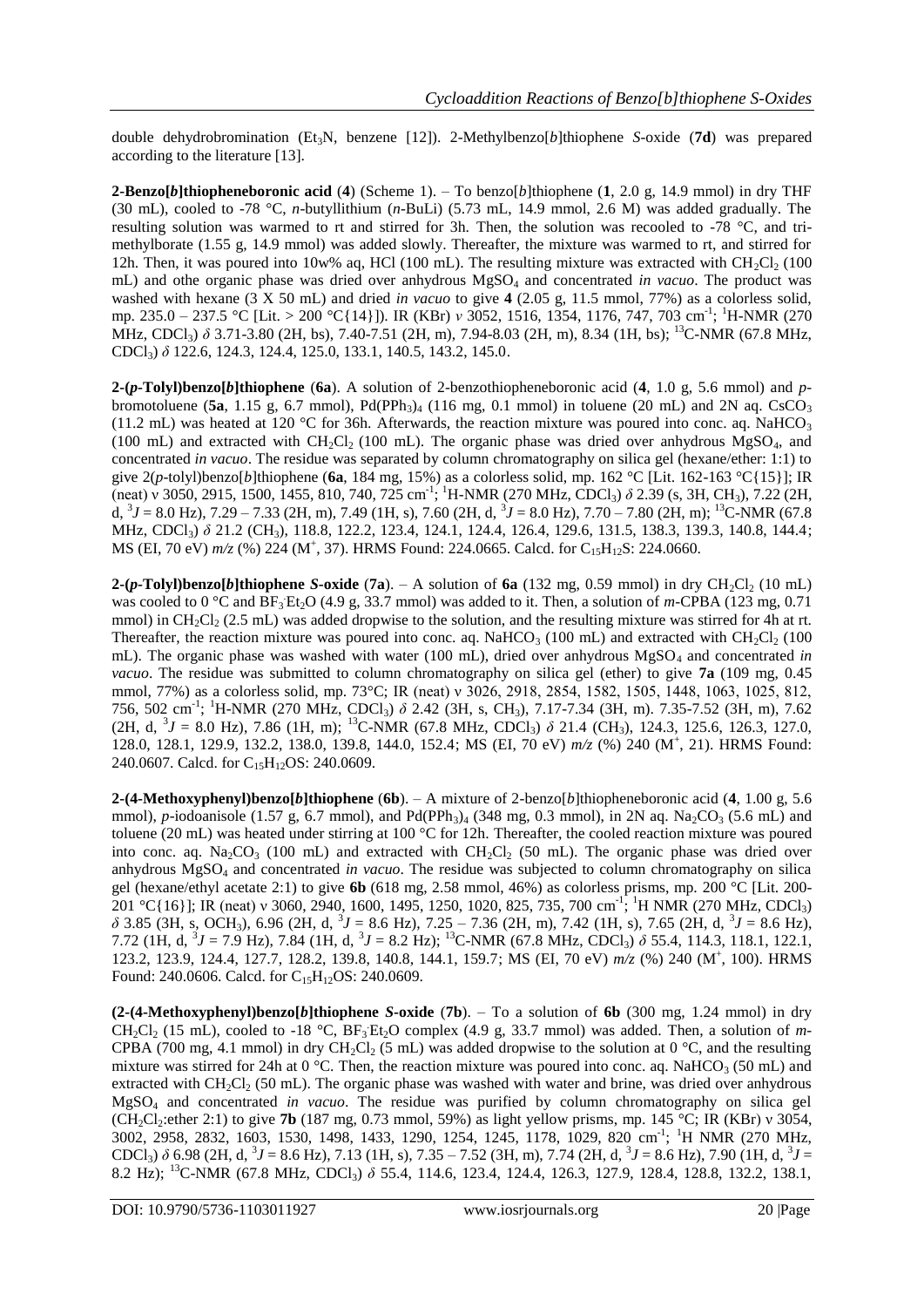double dehydrobromination ($Et_3N$, benzene [12]). 2-Methylbenzo[*b*]thiophene *S*-oxide (**7d**) was prepared according to the literature [13].

**2-Benzo[*b*]thiopheneboronic acid** (**4**) (Scheme 1). – To benzo[*b*]thiophene (**1**, 2.0 g, 14.9 mmol) in dry THF (30 mL), cooled to -78 °C, *n*-butyllithium (*n*-BuLi) (5.73 mL, 14.9 mmol, 2.6 M) was added gradually. The resulting solution was warmed to rt and stirred for 3h. Then, the solution was recooled to -78 °C, and trimethylborate (1.55 g, 14.9 mmol) was added slowly. Thereafter, the mixture was warmed to rt, and stirred for 12h. Then, it was poured into 10w% aq, HCl (100 mL). The resulting mixture was extracted with $CH_2Cl_2$ (100 mL) and othe organic phase was dried over anhydrous $MgSO_4$ and concentrated *in vacuo*. The product was washed with hexane (3 X 50 mL) and dried *in vacuo* to give **4** (2.05 g, 11.5 mmol, 77%) as a colorless solid, mp. 235.0 – 237.5 °C [Lit. > 200 °C{14}]). IR (KBr) *ν* 3052, 1516, 1354, 1176, 747, 703 cm$^{-1}$; $^{1}$H-NMR (270 MHz, $CDCl_3$) *δ* 3.71-3.80 (2H, bs), 7.40-7.51 (2H, m), 7.94-8.03 (2H, m), 8.34 (1H, bs); $^{13}$C-NMR (67.8 MHz, $CDCl_3$) *δ* 122.6, 124.3, 124.4, 125.0, 133.1, 140.5, 143.2, 145.0.

**2-(*p*-Tolyl)benzo[*b*]thiophene** (**6a**). A solution of 2-benzothiopheneboronic acid (**4**, 1.0 g, 5.6 mmol) and *p*-bromotoluene (**5a**, 1.15 g, 6.7 mmol), $Pd(PPh_3)_4$ (116 mg, 0.1 mmol) in toluene (20 mL) and 2N aq. $CsCO_3$ (11.2 mL) was heated at 120 °C for 36h. Afterwards, the reaction mixture was poured into conc. aq. $NaHCO_3$ (100 mL) and extracted with $CH_2Cl_2$ (100 mL). The organic phase was dried over anhydrous $MgSO_4$, and concentrated *in vacuo*. The residue was separated by column chromatography on silica gel (hexane/ether: 1:1) to give 2(*p*-tolyl)benzo[*b*]thiophene (**6a**, 184 mg, 15%) as a colorless solid, mp. 162 °C [Lit. 162-163 °C{15}]; IR (neat) ν 3050, 2915, 1500, 1455, 810, 740, 725 cm$^{-1}$; $^{1}$H-NMR (270 MHz, $CDCl_3$) *δ* 2.39 (s, 3H, $CH_3$), 7.22 (2H, d, $^{3}J$ = 8.0 Hz), 7.29 – 7.33 (2H, m), 7.49 (1H, s), 7.60 (2H, d, $^{3}J$ = 8.0 Hz), 7.70 – 7.80 (2H, m); $^{13}$C-NMR (67.8 MHz, $CDCl_3$) *δ* 21.2 ($CH_3$), 118.8, 122.2, 123.4, 124.1, 124.4, 126.4, 129.6, 131.5, 138.3, 139.3, 140.8, 144.4; MS (EI, 70 eV) *m/z* (%) 224 (M$^{+}$, 37). HRMS Found: 224.0665. Calcd. for $C_{15}H_{12}S$: 224.0660.

**2-(*p*-Tolyl)benzo[*b*]thiophene *S*-oxide** (**7a**). – A solution of **6a** (132 mg, 0.59 mmol) in dry $CH_2Cl_2$ (10 mL) was cooled to 0 °C and $BF_3 \cdot Et_2O$ (4.9 g, 33.7 mmol) was added to it. Then, a solution of *m*-CPBA (123 mg, 0.71 mmol) in $CH_2Cl_2$ (2.5 mL) was added dropwise to the solution, and the resulting mixture was stirred for 4h at rt. Thereafter, the reaction mixture was poured into conc. aq. $NaHCO_3$ (100 mL) and extracted with $CH_2Cl_2$ (100 mL). The organic phase was washed with water (100 mL), dried over anhydrous $MgSO_4$ and concentrated *in vacuo*. The residue was submitted to column chromatography on silica gel (ether) to give **7a** (109 mg, 0.45 mmol, 77%) as a colorless solid, mp. 73°C; IR (neat) ν 3026, 2918, 2854, 1582, 1505, 1448, 1063, 1025, 812, 756, 502 cm$^{-1}$; $^{1}$H-NMR (270 MHz, $CDCl_3$) *δ* 2.42 (3H, s, $CH_3$), 7.17-7.34 (3H, m). 7.35-7.52 (3H, m), 7.62 (2H, d, $^{3}J$ = 8.0 Hz), 7.86 (1H, m); $^{13}$C-NMR (67.8 MHz, $CDCl_3$) *δ* 21.4 ($CH_3$), 124.3, 125.6, 126.3, 127.0, 128.0, 128.1, 129.9, 132.2, 138.0, 139.8, 144.0, 152.4; MS (EI, 70 eV) *m/z* (%) 240 (M$^{+}$, 21). HRMS Found: 240.0607. Calcd. for $C_{15}H_{12}OS$: 240.0609.

**2-(4-Methoxyphenyl)benzo[*b*]thiophene** (**6b**). – A mixture of 2-benzo[*b*]thiopheneboronic acid (**4**, 1.00 g, 5.6 mmol), *p*-iodoanisole (1.57 g, 6.7 mmol), and $Pd(PPh_3)_4$ (348 mg, 0.3 mmol), in 2N aq. $Na_2CO_3$ (5.6 mL) and toluene (20 mL) was heated under stirring at 100 °C for 12h. Thereafter, the cooled reaction mixture was poured into conc. aq. $Na_2CO_3$ (100 mL) and extracted with $CH_2Cl_2$ (50 mL). The organic phase was dried over anhydrous $MgSO_4$ and concentrated *in vacuo*. The residue was subjected to column chromatography on silica gel (hexane/ethyl acetate 2:1) to give **6b** (618 mg, 2.58 mmol, 46%) as colorless prisms, mp. 200 °C [Lit. 200-201 °C{16}]; IR (neat) ν 3060, 2940, 1600, 1495, 1250, 1020, 825, 735, 700 cm$^{-1}$; $^{1}$H NMR (270 MHz, $CDCl_3$) *δ* 3.85 (3H, s, $OCH_3$), 6.96 (2H, d, $^{3}J$ = 8.6 Hz), 7.25 – 7.36 (2H, m), 7.42 (1H, s), 7.65 (2H, d, $^{3}J$ = 8.6 Hz), 7.72 (1H, d, $^{3}J$ = 7.9 Hz), 7.84 (1H, d, $^{3}J$ = 8.2 Hz); $^{13}$C-NMR (67.8 MHz, $CDCl_3$) *δ* 55.4, 114.3, 118.1, 122.1, 123.2, 123.9, 124.4, 127.7, 128.2, 139.8, 140.8, 144.1, 159.7; MS (EI, 70 eV) *m/z* (%) 240 (M$^{+}$, 100). HRMS Found: 240.0606. Calcd. for $C_{15}H_{12}OS$: 240.0609.

**(2-(4-Methoxyphenyl)benzo[*b*]thiophene *S*-oxide** (**7b**). – To a solution of **6b** (300 mg, 1.24 mmol) in dry $CH_2Cl_2$ (15 mL), cooled to -18 °C, $BF_3 \cdot Et_2O$ complex (4.9 g, 33.7 mmol) was added. Then, a solution of *m*-CPBA (700 mg, 4.1 mmol) in dry $CH_2Cl_2$ (5 mL) was added dropwise to the solution at 0 °C, and the resulting mixture was stirred for 24h at 0 °C. Then, the reaction mixture was poured into conc. aq. $NaHCO_3$ (50 mL) and extracted with $CH_2Cl_2$ (50 mL). The organic phase was washed with water and brine, was dried over anhydrous $MgSO_4$ and concentrated *in vacuo*. The residue was purified by column chromatography on silica gel ($CH_2Cl_2$:ether 2:1) to give **7b** (187 mg, 0.73 mmol, 59%) as light yellow prisms, mp. 145 °C; IR (KBr) ν 3054, 3002, 2958, 2832, 1603, 1530, 1498, 1433, 1290, 1254, 1245, 1178, 1029, 820 cm$^{-1}$; $^{1}$H NMR (270 MHz, $CDCl_3$) *δ* 6.98 (2H, d, $^{3}J$ = 8.6 Hz), 7.13 (1H, s), 7.35 – 7.52 (3H, m), 7.74 (2H, d, $^{3}J$ = 8.6 Hz), 7.90 (1H, d, $^{3}J$ = 8.2 Hz); $^{13}$C-NMR (67.8 MHz, $CDCl_3$) *δ* 55.4, 114.6, 123.4, 124.4, 126.3, 127.9, 128.4, 128.8, 132.2, 138.1,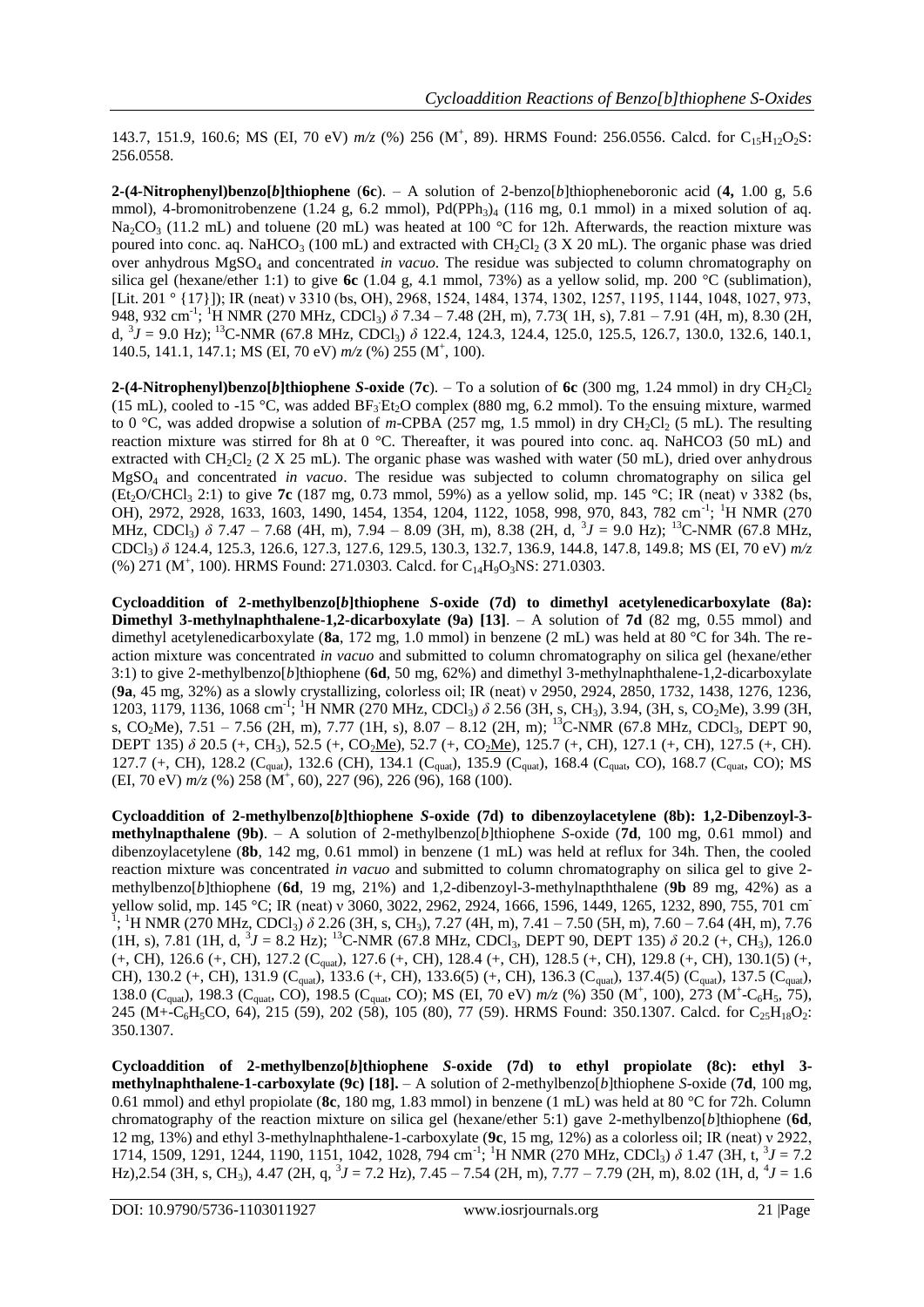143.7, 151.9, 160.6; MS (EI, 70 eV) *m/z* (%) 256 ($M^+$, 89). HRMS Found: 256.0556. Calcd. for $C_{15}H_{12}O_2S$: 256.0558.

**2-(4-Nitrophenyl)benzo[*b*]thiophene** (**6c**). – A solution of 2-benzo[*b*]thiopheneboronic acid (**4,** 1.00 g, 5.6 mmol), 4-bromonitrobenzene (1.24 g, 6.2 mmol), $Pd(PPh_3)_4$ (116 mg, 0.1 mmol) in a mixed solution of aq. $Na_2CO_3$ (11.2 mL) and toluene (20 mL) was heated at 100 °C for 12h. Afterwards, the reaction mixture was poured into conc. aq. $NaHCO_3$ (100 mL) and extracted with $CH_2Cl_2$ (3 X 20 mL). The organic phase was dried over anhydrous $MgSO_4$ and concentrated *in vacuo*. The residue was subjected to column chromatography on silica gel (hexane/ether 1:1) to give **6c** (1.04 g, 4.1 mmol, 73%) as a yellow solid, mp. 200 °C (sublimation), [Lit. 201 ° {17}]); IR (neat) ν 3310 (bs, OH), 2968, 1524, 1484, 1374, 1302, 1257, 1195, 1144, 1048, 1027, 973, 948, 932 cm$^{-1}$; $^1$H NMR (270 MHz, $CDCl_3$) δ 7.34 – 7.48 (2H, m), 7.73( 1H, s), 7.81 – 7.91 (4H, m), 8.30 (2H, d, $^3J$ = 9.0 Hz); $^{13}$C-NMR (67.8 MHz, $CDCl_3$) δ 122.4, 124.3, 124.4, 125.0, 125.5, 126.7, 130.0, 132.6, 140.1, 140.5, 141.1, 147.1; MS (EI, 70 eV) *m/z* (%) 255 ($M^+$, 100).

**2-(4-Nitrophenyl)benzo[*b*]thiophene *S*-oxide** (**7c**). – To a solution of **6c** (300 mg, 1.24 mmol) in dry $CH_2Cl_2$ (15 mL), cooled to -15 °C, was added $BF_3{\cdot}Et_2O$ complex (880 mg, 6.2 mmol). To the ensuing mixture, warmed to 0 °C, was added dropwise a solution of *m*-CPBA (257 mg, 1.5 mmol) in dry $CH_2Cl_2$ (5 mL). The resulting reaction mixture was stirred for 8h at 0 °C. Thereafter, it was poured into conc. aq. NaHCO3 (50 mL) and extracted with $CH_2Cl_2$ (2 X 25 mL). The organic phase was washed with water (50 mL), dried over anhydrous $MgSO_4$ and concentrated *in vacuo*. The residue was subjected to column chromatography on silica gel ($Et_2O/CHCl_3$ 2:1) to give **7c** (187 mg, 0.73 mmol, 59%) as a yellow solid, mp. 145 °C; IR (neat) ν 3382 (bs, OH), 2972, 2928, 1633, 1603, 1490, 1454, 1354, 1204, 1122, 1058, 998, 970, 843, 782 cm$^{-1}$; $^1$H NMR (270 MHz, $CDCl_3$) δ 7.47 – 7.68 (4H, m), 7.94 – 8.09 (3H, m), 8.38 (2H, d, $^3J$ = 9.0 Hz); $^{13}$C-NMR (67.8 MHz, $CDCl_3$) δ 124.4, 125.3, 126.6, 127.3, 127.6, 129.5, 130.3, 132.7, 136.9, 144.8, 147.8, 149.8; MS (EI, 70 eV) *m/z* (%) 271 ($M^+$, 100). HRMS Found: 271.0303. Calcd. for $C_{14}H_9O_3NS$: 271.0303.

**Cycloaddition of 2-methylbenzo[*b*]thiophene *S*-oxide (7d) to dimethyl acetylenedicarboxylate (8a): Dimethyl 3-methylnaphthalene-1,2-dicarboxylate (9a) [13]**. – A solution of **7d** (82 mg, 0.55 mmol) and dimethyl acetylenedicarboxylate (**8a**, 172 mg, 1.0 mmol) in benzene (2 mL) was held at 80 °C for 34h. The reaction mixture was concentrated *in vacuo* and submitted to column chromatography on silica gel (hexane/ether 3:1) to give 2-methylbenzo[*b*]thiophene (**6d**, 50 mg, 62%) and dimethyl 3-methylnaphthalene-1,2-dicarboxylate (**9a**, 45 mg, 32%) as a slowly crystallizing, colorless oil; IR (neat) ν 2950, 2924, 2850, 1732, 1438, 1276, 1236, 1203, 1179, 1136, 1068 cm$^{-1}$; $^1$H NMR (270 MHz, $CDCl_3$) δ 2.56 (3H, s, $CH_3$), 3.94, (3H, s, $CO_2Me$), 3.99 (3H, s, $CO_2Me$), 7.51 – 7.56 (2H, m), 7.77 (1H, s), 8.07 – 8.12 (2H, m); $^{13}$C-NMR (67.8 MHz, $CDCl_3$, DEPT 90, DEPT 135) δ 20.5 (+, $CH_3$), 52.5 (+, $CO_2\underline{Me}$), 52.7 (+, $CO_2\underline{Me}$), 125.7 (+, CH), 127.1 (+, CH), 127.5 (+, CH). 127.7 (+, CH), 128.2 ($C_{quat}$), 132.6 (CH), 134.1 ($C_{quat}$), 135.9 ($C_{quat}$), 168.4 ($C_{quat}$, CO), 168.7 ($C_{quat}$, CO); MS (EI, 70 eV) *m/z* (%) 258 ($M^+$, 60), 227 (96), 226 (96), 168 (100).

**Cycloaddition of 2-methylbenzo[*b*]thiophene *S*-oxide (7d) to dibenzoylacetylene (8b): 1,2-Dibenzoyl-3-methylnapthalene (9b)**. – A solution of 2-methylbenzo[*b*]thiophene *S*-oxide (**7d**, 100 mg, 0.61 mmol) and dibenzoylacetylene (**8b**, 142 mg, 0.61 mmol) in benzene (1 mL) was held at reflux for 34h. Then, the cooled reaction mixture was concentrated *in vacuo* and submitted to column chromatography on silica gel to give 2-methylbenzo[*b*]thiophene (**6d**, 19 mg, 21%) and 1,2-dibenzoyl-3-methylnapthalene (**9b** 89 mg, 42%) as a yellow solid, mp. 145 °C; IR (neat) ν 3060, 3022, 2962, 2924, 1666, 1596, 1449, 1265, 1232, 890, 755, 701 cm$^{-1}$; $^1$H NMR (270 MHz, $CDCl_3$) δ 2.26 (3H, s, $CH_3$), 7.27 (4H, m), 7.41 – 7.50 (5H, m), 7.60 – 7.64 (4H, m), 7.76 (1H, s), 7.81 (1H, d, $^3J$ = 8.2 Hz); $^{13}$C-NMR (67.8 MHz, $CDCl_3$, DEPT 90, DEPT 135) δ 20.2 (+, $CH_3$), 126.0 (+, CH), 126.6 (+, CH), 127.2 ($C_{quat}$), 127.6 (+, CH), 128.4 (+, CH), 128.5 (+, CH), 129.8 (+, CH), 130.1(5) (+, CH), 130.2 (+, CH), 131.9 ($C_{quat}$), 133.6 (+, CH), 133.6(5) (+, CH), 136.3 ($C_{quat}$), 137.4(5) ($C_{quat}$), 137.5 ($C_{quat}$), 138.0 ($C_{quat}$), 198.3 ($C_{quat}$, CO), 198.5 ($C_{quat}$, CO); MS (EI, 70 eV) *m/z* (%) 350 ($M^+$, 100), 273 ($M^+$-$C_6H_5$, 75), 245 ($M^+$-$C_6H_5$CO, 64), 215 (59), 202 (58), 105 (80), 77 (59). HRMS Found: 350.1307. Calcd. for $C_{25}H_{18}O_2$: 350.1307.

**Cycloaddition of 2-methylbenzo[*b*]thiophene *S*-oxide (7d) to ethyl propiolate (8c): ethyl 3-methylnaphthalene-1-carboxylate (9c) [18].** – A solution of 2-methylbenzo[*b*]thiophene *S*-oxide (**7d**, 100 mg, 0.61 mmol) and ethyl propiolate (**8c**, 180 mg, 1.83 mmol) in benzene (1 mL) was held at 80 °C for 72h. Column chromatography of the reaction mixture on silica gel (hexane/ether 5:1) gave 2-methylbenzo[*b*]thiophene (**6d**, 12 mg, 13%) and ethyl 3-methylnaphthalene-1-carboxylate (**9c**, 15 mg, 12%) as a colorless oil; IR (neat) ν 2922, 1714, 1509, 1291, 1244, 1190, 1151, 1042, 1028, 794 cm$^{-1}$; $^1$H NMR (270 MHz, $CDCl_3$) δ 1.47 (3H, t, $^3J$ = 7.2 Hz),2.54 (3H, s, $CH_3$), 4.47 (2H, q, $^3J$ = 7.2 Hz), 7.45 – 7.54 (2H, m), 7.77 – 7.79 (2H, m), 8.02 (1H, d, $^4J$ = 1.6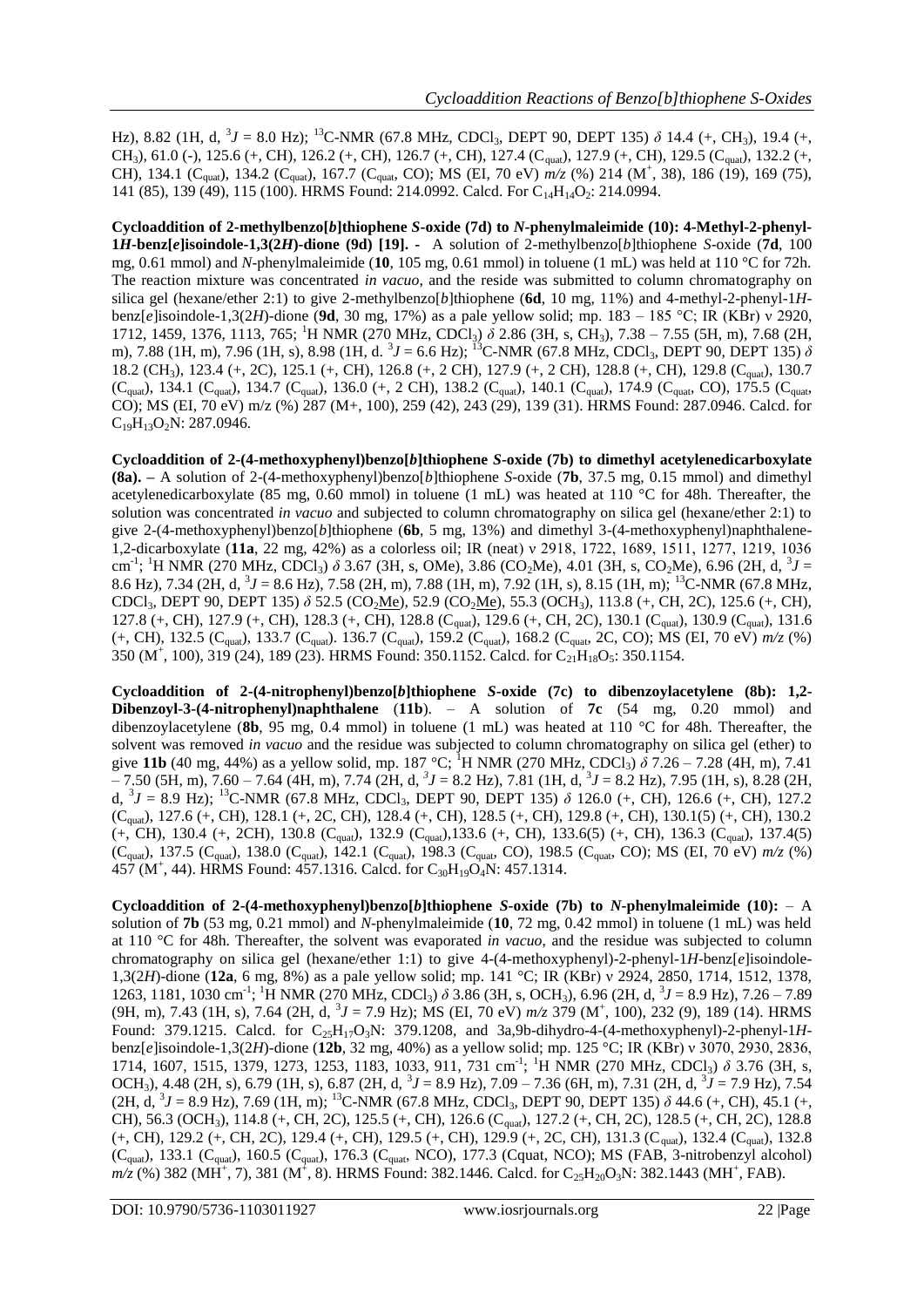Hz), 8.82 (1H, d, $^3J$ = 8.0 Hz); $^{13}$C-NMR (67.8 MHz, CDCl$_3$, DEPT 90, DEPT 135) *δ* 14.4 (+, CH$_3$), 19.4 (+, CH$_3$), 61.0 (-), 125.6 (+, CH), 126.2 (+, CH), 126.7 (+, CH), 127.4 (C$_{quat}$), 127.9 (+, CH), 129.5 (C$_{quat}$), 132.2 (+, CH), 134.1 (C$_{quat}$), 134.2 (C$_{quat}$), 167.7 (C$_{quat}$, CO); MS (EI, 70 eV) *m/z* (%) 214 (M$^+$, 38), 186 (19), 169 (75), 141 (85), 139 (49), 115 (100). HRMS Found: 214.0992. Calcd. For $C_{14}H_{14}O_2$: 214.0994.

**Cycloaddition of 2-methylbenzo[*b*]thiophene *S*-oxide (7d) to *N*-phenylmaleimide (10): 4-Methyl-2-phenyl-1*H*-benz[*e*]isoindole-1,3(2*H*)-dione (9d) [19].** - A solution of 2-methylbenzo[*b*]thiophene *S*-oxide (**7d**, 100 mg, 0.61 mmol) and *N*-phenylmaleimide (**10**, 105 mg, 0.61 mmol) in toluene (1 mL) was held at 110 °C for 72h. The reaction mixture was concentrated *in vacuo*, and the reside was submitted to column chromatography on silica gel (hexane/ether 2:1) to give 2-methylbenzo[*b*]thiophene (**6d**, 10 mg, 11%) and 4-methyl-2-phenyl-1*H*-benz[*e*]isoindole-1,3(2*H*)-dione (**9d**, 30 mg, 17%) as a pale yellow solid; mp. 183 – 185 °C; IR (KBr) ν 2920, 1712, 1459, 1376, 1113, 765; $^1$H NMR (270 MHz, CDCl$_3$) *δ* 2.86 (3H, s, CH$_3$), 7.38 – 7.55 (5H, m), 7.68 (2H, m), 7.88 (1H, m), 7.96 (1H, s), 8.98 (1H, d. $^3J$ = 6.6 Hz); $^{13}$C-NMR (67.8 MHz, CDCl$_3$, DEPT 90, DEPT 135) *δ* 18.2 (CH$_3$), 123.4 (+, 2C), 125.1 (+, CH), 126.8 (+, 2 CH), 127.9 (+, 2 CH), 128.8 (+, CH), 129.8 (C$_{quat}$), 130.7 (C$_{quat}$), 134.1 (C$_{quat}$), 134.7 (C$_{quat}$), 136.0 (+, 2 CH), 138.2 (C$_{quat}$), 140.1 (C$_{quat}$), 174.9 (C$_{quat}$, CO), 175.5 (C$_{quat}$, CO); MS (EI, 70 eV) m/z (%) 287 (M+, 100), 259 (42), 243 (29), 139 (31). HRMS Found: 287.0946. Calcd. for $C_{19}H_{13}O_2N$: 287.0946.

**Cycloaddition of 2-(4-methoxyphenyl)benzo[*b*]thiophene *S*-oxide (7b) to dimethyl acetylenedicarboxylate (8a).** – A solution of 2-(4-methoxyphenyl)benzo[*b*]thiophene *S*-oxide (**7b**, 37.5 mg, 0.15 mmol) and dimethyl acetylenedicarboxylate (85 mg, 0.60 mmol) in toluene (1 mL) was heated at 110 °C for 48h. Thereafter, the solution was concentrated *in vacuo* and subjected to column chromatography on silica gel (hexane/ether 2:1) to give 2-(4-methoxyphenyl)benzo[*b*]thiophene (**6b**, 5 mg, 13%) and dimethyl 3-(4-methoxyphenyl)naphthalene-1,2-dicarboxylate (**11a**, 22 mg, 42%) as a colorless oil; IR (neat) ν 2918, 1722, 1689, 1511, 1277, 1219, 1036 cm$^{-1}$; $^1$H NMR (270 MHz, CDCl$_3$) *δ* 3.67 (3H, s, OMe), 3.86 (CO$_2$Me), 4.01 (3H, s, CO$_2$Me), 6.96 (2H, d, $^3J$ = 8.6 Hz), 7.34 (2H, d, $^3J$ = 8.6 Hz), 7.58 (2H, m), 7.88 (1H, m), 7.92 (1H, s), 8.15 (1H, m); $^{13}$C-NMR (67.8 MHz, CDCl$_3$, DEPT 90, DEPT 135) *δ* 52.5 (CO$_2$<u>Me</u>), 52.9 (CO$_2$<u>Me</u>), 55.3 (OCH$_3$), 113.8 (+, CH, 2C), 125.6 (+, CH), 127.8 (+, CH), 127.9 (+, CH), 128.3 (+, CH), 128.8 (C$_{quat}$), 129.6 (+, CH, 2C), 130.1 (C$_{quat}$), 130.9 (C$_{quat}$), 131.6 (+, CH), 132.5 (C$_{quat}$), 133.7 (C$_{quat}$). 136.7 (C$_{quat}$), 159.2 (C$_{quat}$), 168.2 (C$_{quat}$, 2C, CO); MS (EI, 70 eV) *m/z* (%) 350 (M$^+$, 100), 319 (24), 189 (23). HRMS Found: 350.1152. Calcd. for $C_{21}H_{18}O_5$: 350.1154.

**Cycloaddition of 2-(4-nitrophenyl)benzo[*b*]thiophene *S*-oxide (7c) to dibenzoylacetylene (8b): 1,2-Dibenzoyl-3-(4-nitrophenyl)naphthalene** (**11b**). – A solution of **7c** (54 mg, 0.20 mmol) and dibenzoylacetylene (**8b**, 95 mg, 0.4 mmol) in toluene (1 mL) was heated at 110 °C for 48h. Thereafter, the solvent was removed *in vacuo* and the residue was subjected to column chromatography on silica gel (ether) to give **11b** (40 mg, 44%) as a yellow solid, mp. 187 °C; $^1$H NMR (270 MHz, CDCl$_3$) *δ* 7.26 – 7.28 (4H, m), 7.41 – 7.50 (5H, m), 7.60 – 7.64 (4H, m), 7.74 (2H, d, $^3J$ = 8.2 Hz), 7.81 (1H, d, $^3J$ = 8.2 Hz), 7.95 (1H, s), 8.28 (2H, d, $^3J$ = 8.9 Hz); $^{13}$C-NMR (67.8 MHz, CDCl$_3$, DEPT 90, DEPT 135) *δ* 126.0 (+, CH), 126.6 (+, CH), 127.2 (C$_{quat}$), 127.6 (+, CH), 128.1 (+, 2C, CH), 128.4 (+, CH), 128.5 (+, CH), 129.8 (+, CH), 130.1(5) (+, CH), 130.2 (+, CH), 130.4 (+, 2CH), 130.8 (C$_{quat}$), 132.9 (C$_{quat}$),133.6 (+, CH), 133.6(5) (+, CH), 136.3 (C$_{quat}$), 137.4(5) (C$_{quat}$), 137.5 (C$_{quat}$), 138.0 (C$_{quat}$), 142.1 (C$_{quat}$), 198.3 (C$_{quat}$, CO), 198.5 (C$_{quat}$, CO); MS (EI, 70 eV) *m/z* (%) 457 (M$^+$, 44). HRMS Found: 457.1316. Calcd. for $C_{30}H_{19}O_4N$: 457.1314.

**Cycloaddition of 2-(4-methoxyphenyl)benzo[*b*]thiophene *S*-oxide (7b) to *N*-phenylmaleimide (10):** – A solution of **7b** (53 mg, 0.21 mmol) and *N*-phenylmaleimide (**10**, 72 mg, 0.42 mmol) in toluene (1 mL) was held at 110 °C for 48h. Thereafter, the solvent was evaporated *in vacuo*, and the residue was subjected to column chromatography on silica gel (hexane/ether 1:1) to give 4-(4-methoxyphenyl)-2-phenyl-1*H*-benz[*e*]isoindole-1,3(2*H*)-dione (**12a**, 6 mg, 8%) as a pale yellow solid; mp. 141 °C; IR (KBr) ν 2924, 2850, 1714, 1512, 1378, 1263, 1181, 1030 cm$^{-1}$; $^1$H NMR (270 MHz, CDCl$_3$) *δ* 3.86 (3H, s, OCH$_3$), 6.96 (2H, d, $^3J$ = 8.9 Hz), 7.26 – 7.89 (9H, m), 7.43 (1H, s), 7.64 (2H, d, $^3J$ = 7.9 Hz); MS (EI, 70 eV) *m/z* 379 (M$^+$, 100), 232 (9), 189 (14). HRMS Found: 379.1215. Calcd. for $C_{25}H_{17}O_3N$: 379.1208, and 3a,9b-dihydro-4-(4-methoxyphenyl)-2-phenyl-1*H*-benz[*e*]isoindole-1,3(2*H*)-dione (**12b**, 32 mg, 40%) as a yellow solid; mp. 125 °C; IR (KBr) ν 3070, 2930, 2836, 1714, 1607, 1515, 1379, 1273, 1253, 1183, 1033, 911, 731 cm$^{-1}$; $^1$H NMR (270 MHz, CDCl$_3$) *δ* 3.76 (3H, s, OCH$_3$), 4.48 (2H, s), 6.79 (1H, s), 6.87 (2H, d, $^3J$ = 8.9 Hz), 7.09 – 7.36 (6H, m), 7.31 (2H, d, $^3J$ = 7.9 Hz), 7.54 (2H, d, $^3J$ = 8.9 Hz), 7.69 (1H, m); $^{13}$C-NMR (67.8 MHz, CDCl$_3$, DEPT 90, DEPT 135) *δ* 44.6 (+, CH), 45.1 (+, CH), 56.3 (OCH$_3$), 114.8 (+, CH, 2C), 125.5 (+, CH), 126.6 (C$_{quat}$), 127.2 (+, CH, 2C), 128.5 (+, CH, 2C), 128.8 (+, CH), 129.2 (+, CH, 2C), 129.4 (+, CH), 129.5 (+, CH), 129.9 (+, 2C, CH), 131.3 (C$_{quat}$), 132.4 (C$_{quat}$), 132.8 (C$_{quat}$), 133.1 (C$_{quat}$), 160.5 (C$_{quat}$), 176.3 (C$_{quat}$, NCO), 177.3 (Cquat, NCO); MS (FAB, 3-nitrobenzyl alcohol) *m/z* (%) 382 (MH$^+$, 7), 381 (M$^+$, 8). HRMS Found: 382.1446. Calcd. for $C_{25}H_{20}O_3N$: 382.1443 (MH$^+$, FAB).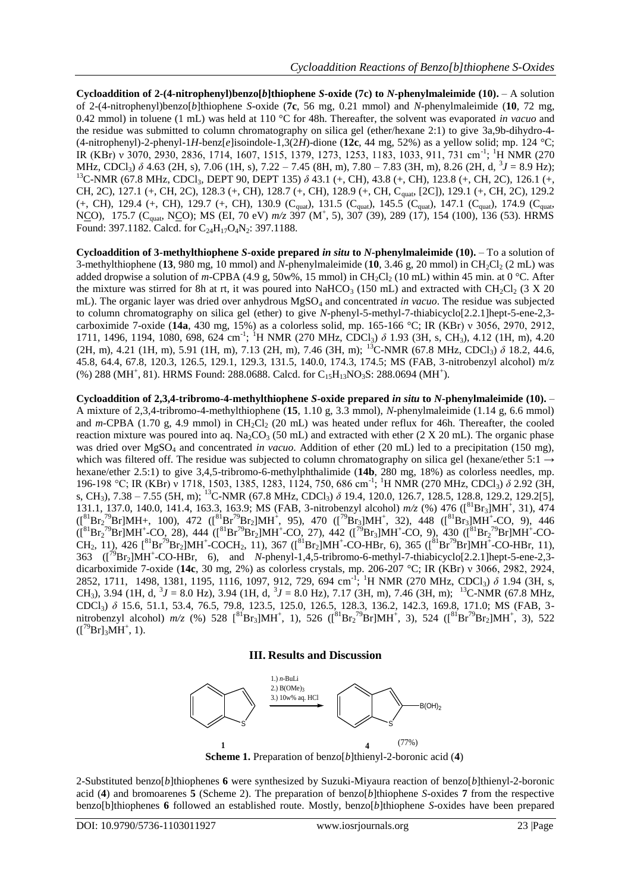**Cycloaddition of 2-(4-nitrophenyl)benzo[*b*]thiophene *S*-oxide (7c) to *N*-phenylmaleimide (10).** – A solution of 2-(4-nitrophenyl)benzo[*b*]thiophene *S*-oxide (**7c**, 56 mg, 0.21 mmol) and *N*-phenylmaleimide (**10**, 72 mg, 0.42 mmol) in toluene (1 mL) was held at 110 °C for 48h. Thereafter, the solvent was evaporated *in vacuo* and the residue was submitted to column chromatography on silica gel (ether/hexane 2:1) to give 3a,9b-dihydro-4-(4-nitrophenyl)-2-phenyl-1*H*-benz[*e*]isoindole-1,3(2*H*)-dione (**12c**, 44 mg, 52%) as a yellow solid; mp. 124 °C; IR (KBr) ν 3070, 2930, 2836, 1714, 1607, 1515, 1379, 1273, 1253, 1183, 1033, 911, 731 cm$^{-1}$; $^1$H NMR (270 MHz, $CDCl_3$) δ 4.63 (2H, s), 7.06 (1H, s), 7.22 – 7.45 (8H, m), 7.80 – 7.83 (3H, m), 8.26 (2H, d, $^3J$ = 8.9 Hz); $^{13}$C-NMR (67.8 MHz, $CDCl_3$, DEPT 90, DEPT 135) δ 43.1 (+, CH), 43.8 (+, CH), 123.8 (+, CH, 2C), 126.1 (+, CH, 2C), 127.1 (+, CH, 2C), 128.3 (+, CH), 128.7 (+, CH), 128.9 (+, CH, $C_{quat}$, [2C]), 129.1 (+, CH, 2C), 129.2 (+, CH), 129.4 (+, CH), 129.7 (+, CH), 130.9 ($C_{quat}$), 131.5 ($C_{quat}$), 145.5 ($C_{quat}$), 147.1 ($C_{quat}$), 174.9 ($C_{quat}$, NCO), 175.7 ($C_{quat}$, NCO); MS (EI, 70 eV) *m/z* 397 (M$^+$, 5), 307 (39), 289 (17), 154 (100), 136 (53). HRMS Found: 397.1182. Calcd. for $C_{24}H_{17}O_4N_2$: 397.1188.

**Cycloaddition of 3-methylthiophene *S*-oxide prepared *in situ* to *N*-phenylmaleimide (10).** – To a solution of 3-methylthiophene (**13**, 980 mg, 10 mmol) and *N*-phenylmaleimide (**10**, 3.46 g, 20 mmol) in $CH_2Cl_2$ (2 mL) was added dropwise a solution of *m*-CPBA (4.9 g, 50w%, 15 mmol) in $CH_2Cl_2$ (10 mL) within 45 min. at 0 °C. After the mixture was stirred for 8h at rt, it was poured into $NaHCO_3$ (150 mL) and extracted with $CH_2Cl_2$ (3 X 20 mL). The organic layer was dried over anhydrous $MgSO_4$ and concentrated *in vacuo*. The residue was subjected to column chromatography on silica gel (ether) to give *N*-phenyl-5-methyl-7-thiabicyclo[2.2.1]hept-5-ene-2,3-carboximide 7-oxide (**14a**, 430 mg, 15%) as a colorless solid, mp. 165-166 °C; IR (KBr) ν 3056, 2970, 2912, 1711, 1496, 1194, 1080, 698, 624 cm$^{-1}$; $^1$H NMR (270 MHz, $CDCl_3$) δ 1.93 (3H, s, $CH_3$), 4.12 (1H, m), 4.20 (2H, m), 4.21 (1H, m), 5.91 (1H, m), 7.13 (2H, m), 7.46 (3H, m); $^{13}$C-NMR (67.8 MHz, $CDCl_3$) δ 18.2, 44.6, 45.8, 64.4, 67.8, 120.3, 126.5, 129.1, 129.3, 131.5, 140.0, 174.3, 174.5; MS (FAB, 3-nitrobenzyl alcohol) m/z (%) 288 (MH$^+$, 81). HRMS Found: 288.0688. Calcd. for $C_{15}H_{13}NO_3S$: 288.0694 (MH$^+$).

**Cycloaddition of 2,3,4-tribromo-4-methylthiophene *S*-oxide prepared *in situ* to *N*-phenylmaleimide (10).** – A mixture of 2,3,4-tribromo-4-methylthiophene (**15**, 1.10 g, 3.3 mmol), *N*-phenylmaleimide (1.14 g, 6.6 mmol) and *m*-CPBA (1.70 g, 4.9 mmol) in $CH_2Cl_2$ (20 mL) was heated under reflux for 46h. Thereafter, the cooled reaction mixture was poured into aq. $Na_2CO_3$ (50 mL) and extracted with ether (2 X 20 mL). The organic phase was dried over $MgSO_4$ and concentrated *in vacuo*. Addition of ether (20 mL) led to a precipitation (150 mg), which was filtered off. The residue was subjected to column chromatography on silica gel (hexane/ether 5:1 → hexane/ether 2.5:1) to give 3,4,5-tribromo-6-methylphthalimide (**14b**, 280 mg, 18%) as colorless needles, mp. 196-198 °C; IR (KBr) ν 1718, 1503, 1385, 1283, 1124, 750, 686 cm$^{-1}$; $^1$H NMR (270 MHz, $CDCl_3$) δ 2.92 (3H, s, $CH_3$), 7.38 – 7.55 (5H, m); $^{13}$C-NMR (67.8 MHz, $CDCl_3$) δ 19.4, 120.0, 126.7, 128.5, 128.8, 129.2, 129.2[5], 131.1, 137.0, 140.0, 141.4, 163.3, 163.9; MS (FAB, 3-nitrobenzyl alcohol) *m/z* (%) 476 ([$^{81}$Br$_3$]MH$^+$, 31), 474 ([$^{81}$Br$_2$$^{79}$Br]MH+, 100), 472 ([$^{81}$Br$^{79}$Br$_2$]MH$^+$, 95), 470 ([$^{79}$Br$_3$]MH$^+$, 32), 448 ([$^{81}$Br$_3$]MH$^+$-CO, 9), 446 ([$^{81}$Br$_2$$^{79}$Br]MH$^+$-CO, 28), 444 ([$^{81}$Br$^{79}$Br$_2$]MH$^+$-CO, 27), 442 ([$^{79}$Br$_3$]MH$^+$-CO, 9), 430 ([$^{81}$Br$_2$$^{79}$Br]MH$^+$-CO-CH$_2$, 11), 426 [$^{81}$Br$^{79}$Br$_2$]MH$^+$-COCH$_2$, 11), 367 ([$^{81}$Br$_2$]MH$^+$-CO-HBr, 6), 365 ([$^{81}$Br$^{79}$Br]MH$^+$-CO-HBr, 11), 363 ([$^{79}$Br$_2$]MH$^+$-CO-HBr, 6), and *N*-phenyl-1,4,5-tribromo-6-methyl-7-thiabicyclo[2.2.1]hept-5-ene-2,3-dicarboximide 7-oxide (**14c**, 30 mg, 2%) as colorless crystals, mp. 206-207 °C; IR (KBr) ν 3066, 2982, 2924, 2852, 1711, 1498, 1381, 1195, 1116, 1097, 912, 729, 694 cm$^{-1}$; $^1$H NMR (270 MHz, $CDCl_3$) δ 1.94 (3H, s, $CH_3$), 3.94 (1H, d, $^3J$ = 8.0 Hz), 3.94 (1H, d, $^3J$ = 8.0 Hz), 7.17 (3H, m), 7.46 (3H, m); $^{13}$C-NMR (67.8 MHz, $CDCl_3$) δ 15.6, 51.1, 53.4, 76.5, 79.8, 123.5, 125.0, 126.5, 128.3, 136.2, 142.3, 169.8, 171.0; MS (FAB, 3-nitrobenzyl alcohol) *m/z* (%) 528 [$^{81}$Br$_3$]MH$^+$, 1), 526 ([$^{81}$Br$_2$$^{79}$Br]MH$^+$, 3), 524 ([$^{81}$Br$^{79}$Br$_2$]MH$^+$, 3), 522 ([$^{79}$Br]$_3$MH$^+$, 1).

## III. Results and Discussion

1.) *n*-BuLi
2.) B(OMe)$_3$
3.) 10w% aq. HCl

**1** → **4** (77%) B(OH)$_2$

**Scheme 1.** Preparation of benzo[*b*]thienyl-2-boronic acid (**4**)

2-Substituted benzo[*b*]thiophenes **6** were synthesized by Suzuki-Miyaura reaction of benzo[*b*]thienyl-2-boronic acid (**4**) and bromoarenes **5** (Scheme 2). The preparation of benzo[*b*]thiophene *S*-oxides **7** from the respective benzo[b]thiophenes **6** followed an established route. Mostly, benzo[*b*]thiophene *S*-oxides have been prepared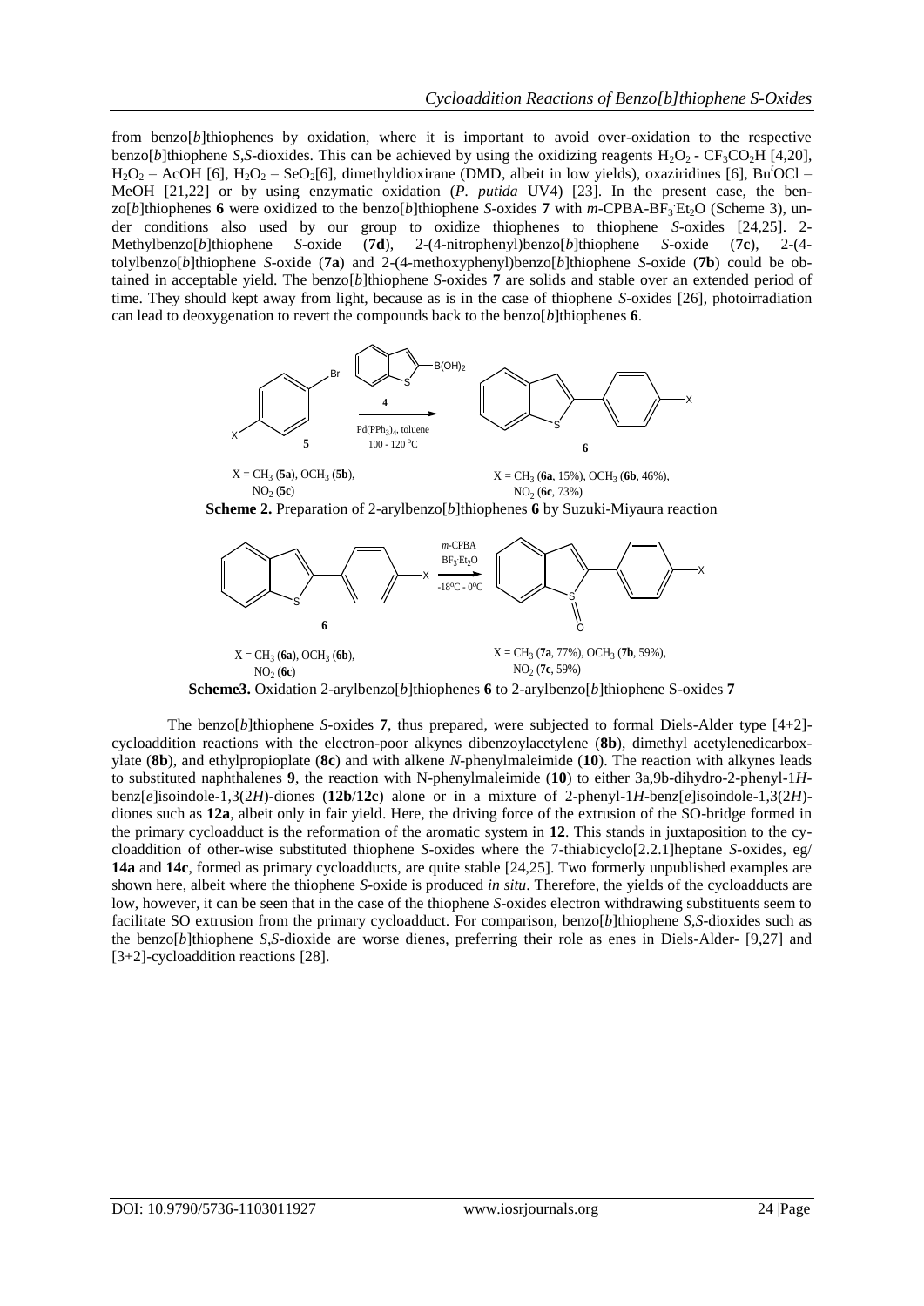from benzo[*b*]thiophenes by oxidation, where it is important to avoid over-oxidation to the respective benzo[*b*]thiophene *S*,*S*-dioxides. This can be achieved by using the oxidizing reagents $H_2O_2$ - $CF_3CO_2H$ [4,20], $H_2O_2$ – AcOH [6], $H_2O_2$ – $SeO_2$[6], dimethyldioxirane (DMD, albeit in low yields), oxaziridines [6], $Bu^tOCl$ – MeOH [21,22] or by using enzymatic oxidation (*P. putida* UV4) [23]. In the present case, the benzo[*b*]thiophenes **6** were oxidized to the benzo[*b*]thiophene *S*-oxides **7** with *m*-CPBA-$BF_3{\cdot}Et_2O$ (Scheme 3), under conditions also used by our group to oxidize thiophenes to thiophene *S*-oxides [24,25]. 2-Methylbenzo[*b*]thiophene *S*-oxide (**7d**), 2-(4-nitrophenyl)benzo[*b*]thiophene *S*-oxide (**7c**), 2-(4-tolylbenzo[*b*]thiophene *S*-oxide (**7a**) and 2-(4-methoxyphenyl)benzo[*b*]thiophene *S*-oxide (**7b**) could be obtained in acceptable yield. The benzo[*b*]thiophene *S*-oxides **7** are solids and stable over an extended period of time. They should kept away from light, because as is in the case of thiophene *S*-oxides [26], photoirradiation can lead to deoxygenation to revert the compounds back to the benzo[*b*]thiophenes **6**.

X = $CH_3$ (**5a**), $OCH_3$ (**5b**), $NO_2$ (**5c**) → 4, $Pd(PPh_3)_4$, toluene, 100 - 120 °C → X = $CH_3$ (**6a**, 15%), $OCH_3$ (**6b**, 46%), $NO_2$ (**6c**, 73%)

**Scheme 2.** Preparation of 2-arylbenzo[*b*]thiophenes **6** by Suzuki-Miyaura reaction

X = $CH_3$ (**6a**), $OCH_3$ (**6b**), $NO_2$ (**6c**) → *m*-CPBA, $BF_3{\cdot}Et_2O$, -18°C - 0°C → X = $CH_3$ (**7a**, 77%), $OCH_3$ (**7b**, 59%), $NO_2$ (**7c**, 59%)

**Scheme3.** Oxidation 2-arylbenzo[*b*]thiophenes **6** to 2-arylbenzo[*b*]thiophene S-oxides **7**

The benzo[*b*]thiophene *S*-oxides **7**, thus prepared, were subjected to formal Diels-Alder type [4+2]-cycloaddition reactions with the electron-poor alkynes dibenzoylacetylene (**8b**), dimethyl acetylenedicarboxylate (**8b**), and ethylpropioplate (**8c**) and with alkene *N*-phenylmaleimide (**10**). The reaction with alkynes leads to substituted naphthalenes **9**, the reaction with N-phenylmaleimide (**10**) to either 3a,9b-dihydro-2-phenyl-1*H*-benz[*e*]isoindole-1,3(2*H*)-diones (**12b**/**12c**) alone or in a mixture of 2-phenyl-1*H*-benz[*e*]isoindole-1,3(2*H*)-diones such as **12a**, albeit only in fair yield. Here, the driving force of the extrusion of the SO-bridge formed in the primary cycloadduct is the reformation of the aromatic system in **12**. This stands in juxtaposition to the cycloaddition of other-wise substituted thiophene *S*-oxides where the 7-thiabicyclo[2.2.1]heptane *S*-oxides, eg/ **14a** and **14c**, formed as primary cycloadducts, are quite stable [24,25]. Two formerly unpublished examples are shown here, albeit where the thiophene *S*-oxide is produced *in situ*. Therefore, the yields of the cycloadducts are low, however, it can be seen that in the case of the thiophene *S*-oxides electron withdrawing substituents seem to facilitate SO extrusion from the primary cycloadduct. For comparison, benzo[*b*]thiophene *S*,*S*-dioxides such as the benzo[*b*]thiophene *S*,*S*-dioxide are worse dienes, preferring their role as enes in Diels-Alder- [9,27] and [3+2]-cycloaddition reactions [28].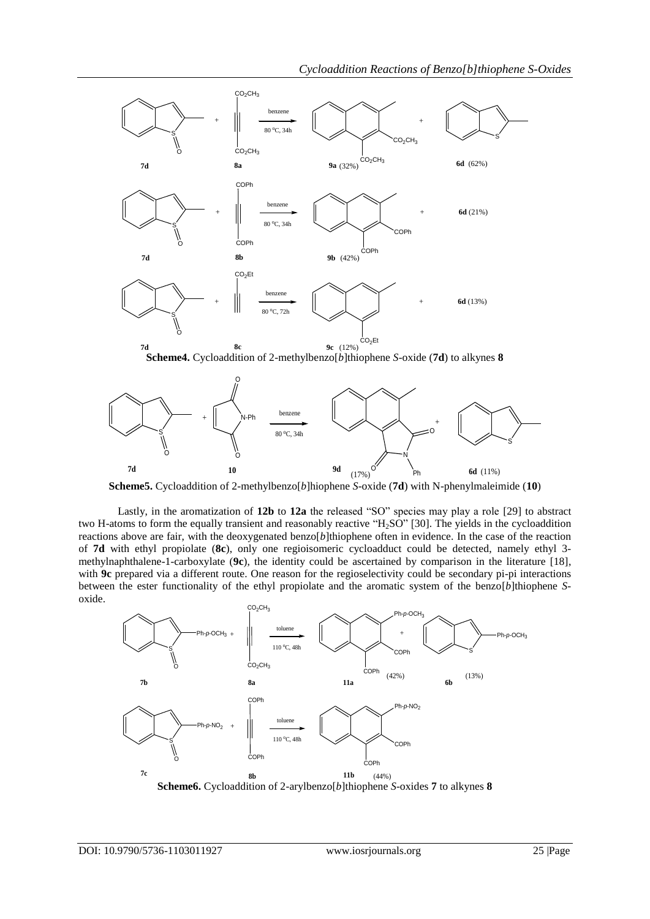**Scheme4.** Cycloaddition of 2-methylbenzo[*b*]thiophene *S*-oxide (**7d**) to alkynes **8**

**Scheme5.** Cycloaddition of 2-methylbenzo[*b*]hiophene *S*-oxide (**7d**) with N-phenylmaleimide (**10**)

Lastly, in the aromatization of **12b** to **12a** the released "SO" species may play a role [29] to abstract two H-atoms to form the equally transient and reasonably reactive "$H_2SO$" [30]. The yields in the cycloaddition reactions above are fair, with the deoxygenated benzo[*b*]thiophene often in evidence. In the case of the reaction of **7d** with ethyl propiolate (**8c**), only one regioisomeric cycloadduct could be detected, namely ethyl 3-methylnaphthalene-1-carboxylate (**9c**), the identity could be ascertained by comparison in the literature [18], with **9c** prepared via a different route. One reason for the regioselectivity could be secondary pi-pi interactions between the ester functionality of the ethyl propiolate and the aromatic system of the benzo[*b*]thiophene *S*-oxide.

**Scheme6.** Cycloaddition of 2-arylbenzo[*b*]thiophene *S*-oxides **7** to alkynes **8**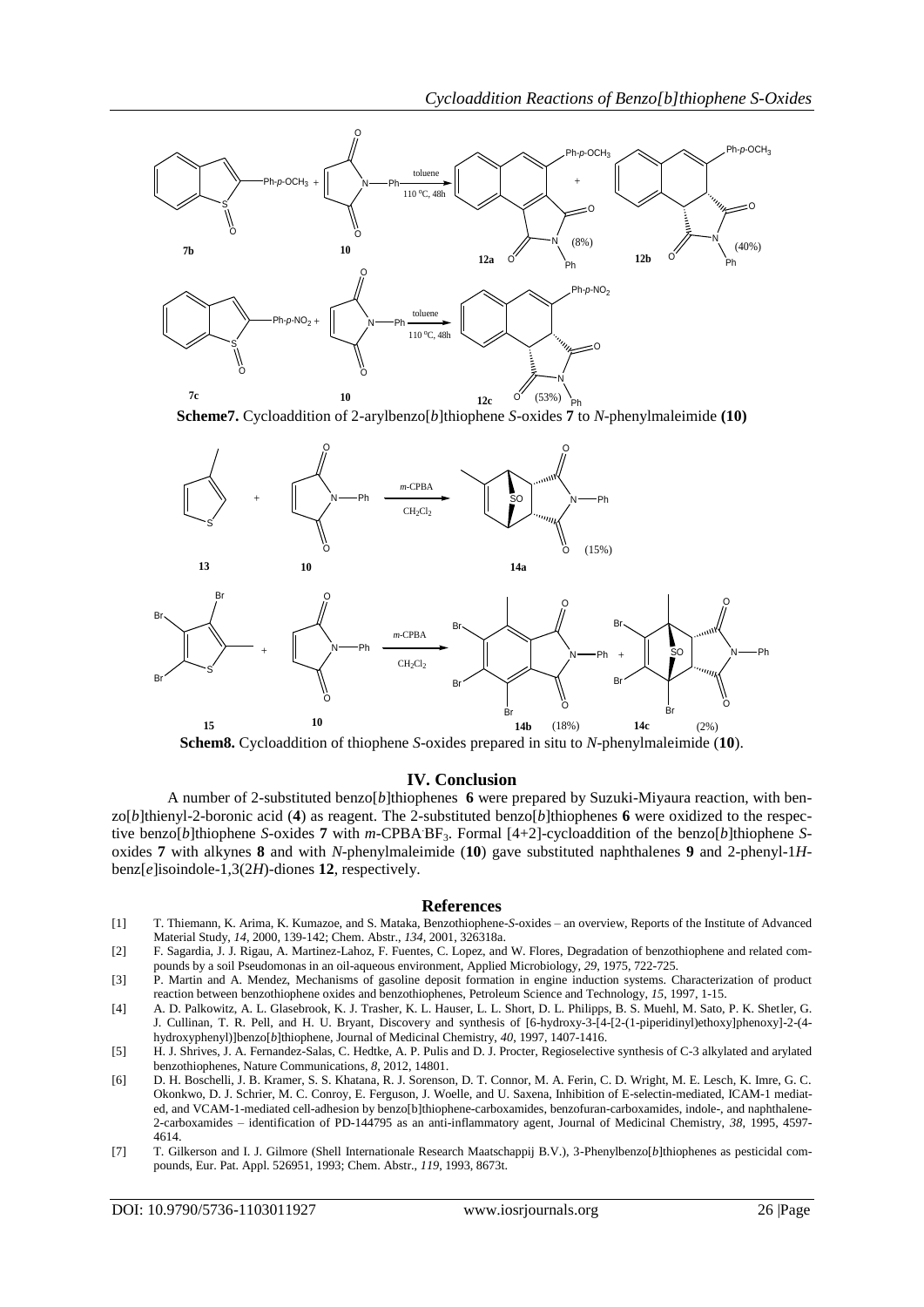**Scheme7.** Cycloaddition of 2-arylbenzo[*b*]thiophene *S*-oxides **7** to *N*-phenylmaleimide **(10)**

**Schem8.** Cycloaddition of thiophene *S*-oxides prepared in situ to *N*-phenylmaleimide (**10**).

## IV. Conclusion

A number of 2-substituted benzo[*b*]thiophenes **6** were prepared by Suzuki-Miyaura reaction, with benzo[*b*]thienyl-2-boronic acid (**4**) as reagent. The 2-substituted benzo[*b*]thiophenes **6** were oxidized to the respective benzo[*b*]thiophene *S*-oxides **7** with *m*-CPBA·$BF_3$. Formal [4+2]-cycloaddition of the benzo[*b*]thiophene *S*-oxides **7** with alkynes **8** and with *N*-phenylmaleimide (**10**) gave substituted naphthalenes **9** and 2-phenyl-1*H*-benz[*e*]isoindole-1,3(2*H*)-diones **12**, respectively.

## References

[1] T. Thiemann, K. Arima, K. Kumazoe, and S. Mataka, Benzothiophene-*S*-oxides – an overview, Reports of the Institute of Advanced Material Study, *14*, 2000, 139-142; Chem. Abstr., *134*, 2001, 326318a.

[2] F. Sagardia, J. J. Rigau, A. Martinez-Lahoz, F. Fuentes, C. Lopez, and W. Flores, Degradation of benzothiophene and related compounds by a soil Pseudomonas in an oil-aqueous environment, Applied Microbiology, *29*, 1975, 722-725.

[3] P. Martin and A. Mendez, Mechanisms of gasoline deposit formation in engine induction systems. Characterization of product reaction between benzothiophene oxides and benzothiophenes, Petroleum Science and Technology, *15*, 1997, 1-15.

[4] A. D. Palkowitz, A. L. Glasebrook, K. J. Trasher, K. L. Hauser, L. L. Short, D. L. Philipps, B. S. Muehl, M. Sato, P. K. Shetler, G. J. Cullinan, T. R. Pell, and H. U. Bryant, Discovery and synthesis of [6-hydroxy-3-[4-[2-(1-piperidinyl)ethoxy]phenoxy]-2-(4-hydroxyphenyl)]benzo[*b*]thiophene, Journal of Medicinal Chemistry, *40*, 1997, 1407-1416.

[5] H. J. Shrives, J. A. Fernandez-Salas, C. Hedtke, A. P. Pulis and D. J. Procter, Regioselective synthesis of C-3 alkylated and arylated benzothiophenes, Nature Communications, *8*, 2012, 14801.

[6] D. H. Boschelli, J. B. Kramer, S. S. Khatana, R. J. Sorenson, D. T. Connor, M. A. Ferin, C. D. Wright, M. E. Lesch, K. Imre, G. C. Okonkwo, D. J. Schrier, M. C. Conroy, E. Ferguson, J. Woelle, and U. Saxena, Inhibition of E-selectin-mediated, ICAM-1 mediated, and VCAM-1-mediated cell-adhesion by benzo[b]thiophene-carboxamides, benzofuran-carboxamides, indole-, and naphthalene-2-carboxamides – identification of PD-144795 as an anti-inflammatory agent, Journal of Medicinal Chemistry, *38*, 1995, 4597-4614.

[7] T. Gilkerson and I. J. Gilmore (Shell Internationale Research Maatschappij B.V.), 3-Phenylbenzo[*b*]thiophenes as pesticidal compounds, Eur. Pat. Appl. 526951, 1993; Chem. Abstr., *119*, 1993, 8673t.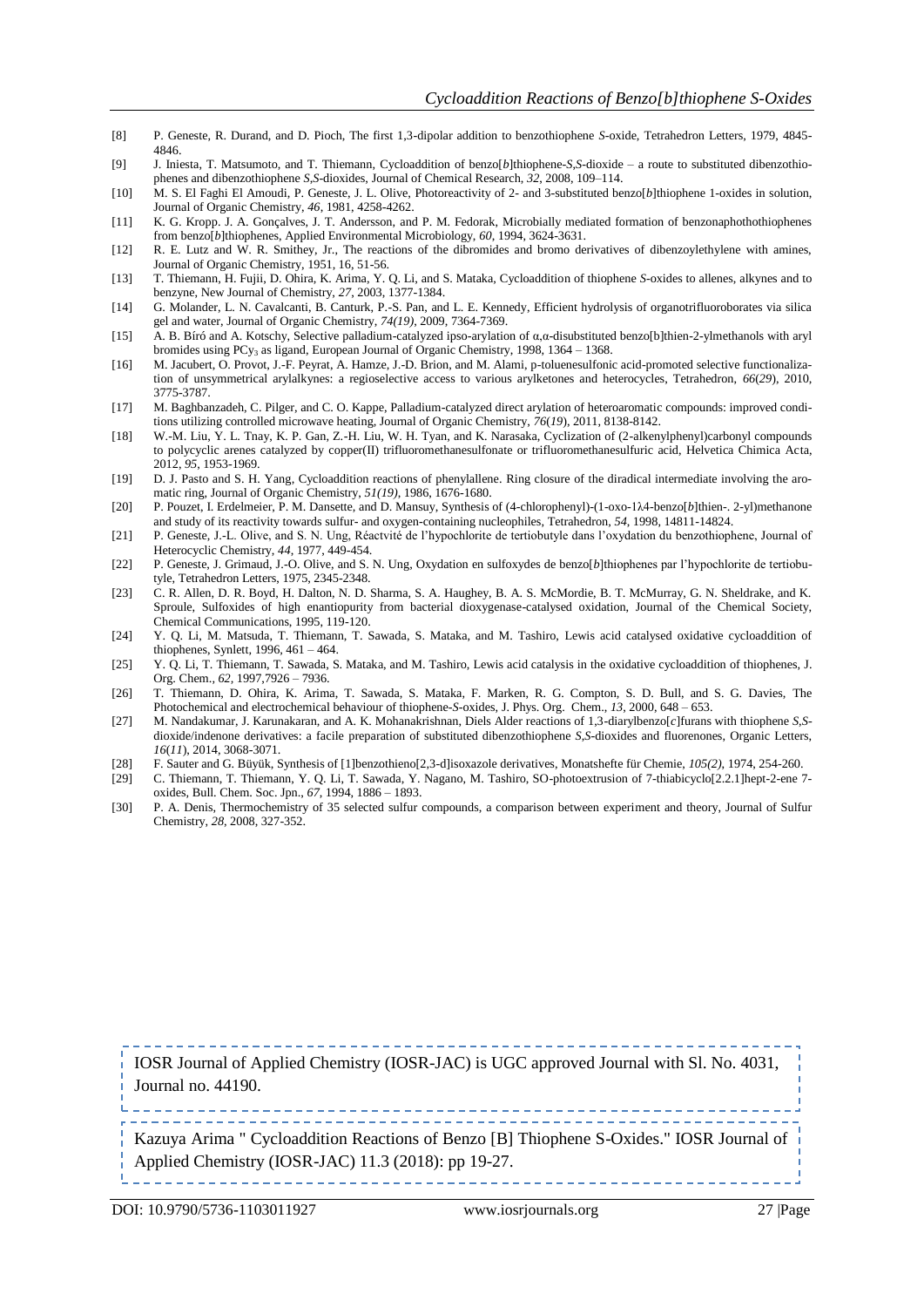[8] P. Geneste, R. Durand, and D. Pioch, The first 1,3-dipolar addition to benzothiophene *S*-oxide, Tetrahedron Letters, 1979, 4845-4846.

[9] J. Iniesta, T. Matsumoto, and T. Thiemann, Cycloaddition of benzo[*b*]thiophene-*S,S*-dioxide – a route to substituted dibenzothiophenes and dibenzothiophene *S,S*-dioxides, Journal of Chemical Research, *32*, 2008, 109–114.

[10] M. S. El Faghi El Amoudi, P. Geneste, J. L. Olive, Photoreactivity of 2- and 3-substituted benzo[*b*]thiophene 1-oxides in solution, Journal of Organic Chemistry, *46*, 1981, 4258-4262.

[11] K. G. Kropp. J. A. Gonçalves, J. T. Andersson, and P. M. Fedorak, Microbially mediated formation of benzonaphothothiophenes from benzo[*b*]thiophenes, Applied Environmental Microbiology, *60*, 1994, 3624-3631.

[12] R. E. Lutz and W. R. Smithey, Jr., The reactions of the dibromides and bromo derivatives of dibenzoylethylene with amines, Journal of Organic Chemistry, 1951, 16, 51-56.

[13] T. Thiemann, H. Fujii, D. Ohira, K. Arima, Y. Q. Li, and S. Mataka, Cycloaddition of thiophene *S*-oxides to allenes, alkynes and to benzyne, New Journal of Chemistry, *27*, 2003, 1377-1384.

[14] G. Molander, L. N. Cavalcanti, B. Canturk, P.-S. Pan, and L. E. Kennedy, Efficient hydrolysis of organotrifluoroborates via silica gel and water, Journal of Organic Chemistry, *74(19)*, 2009, 7364-7369.

[15] A. B. Bíró and A. Kotschy, Selective palladium-catalyzed ipso-arylation of α,α-disubstituted benzo[b]thien-2-ylmethanols with aryl bromides using $PCy_3$ as ligand, European Journal of Organic Chemistry, 1998, 1364 – 1368.

[16] M. Jacubert, O. Provot, J.-F. Peyrat, A. Hamze, J.-D. Brion, and M. Alami, p-toluenesulfonic acid-promoted selective functionalization of unsymmetrical arylalkynes: a regioselective access to various arylketones and heterocycles, Tetrahedron, *66*(*29*), 2010, 3775-3787.

[17] M. Baghbanzadeh, C. Pilger, and C. O. Kappe, Palladium-catalyzed direct arylation of heteroaromatic compounds: improved conditions utilizing controlled microwave heating, Journal of Organic Chemistry, *76*(*19*), 2011, 8138-8142.

[18] W.-M. Liu, Y. L. Tnay, K. P. Gan, Z.-H. Liu, W. H. Tyan, and K. Narasaka, Cyclization of (2-alkenylphenyl)carbonyl compounds to polycyclic arenes catalyzed by copper(II) trifluoromethanesulfonate or trifluoromethanesulfuric acid, Helvetica Chimica Acta, 2012, *95*, 1953-1969.

[19] D. J. Pasto and S. H. Yang, Cycloaddition reactions of phenylallene. Ring closure of the diradical intermediate involving the aromatic ring, Journal of Organic Chemistry, *51(19)*, 1986, 1676-1680.

[20] P. Pouzet, I. Erdelmeier, P. M. Dansette, and D. Mansuy, Synthesis of (4-chlorophenyl)-(1-oxo-1λ4-benzo[*b*]thien-. 2-yl)methanone and study of its reactivity towards sulfur- and oxygen-containing nucleophiles, Tetrahedron, *54*, 1998, 14811-14824.

[21] P. Geneste, J.-L. Olive, and S. N. Ung, Réactivité de l'hypochlorite de tertiobutyle dans l'oxydation du benzothiophene, Journal of Heterocyclic Chemistry, *44*, 1977, 449-454.

[22] P. Geneste, J. Grimaud, J.-O. Olive, and S. N. Ung, Oxydation en sulfoxydes de benzo[*b*]thiophenes par l'hypochlorite de tertiobutyle, Tetrahedron Letters, 1975, 2345-2348.

[23] C. R. Allen, D. R. Boyd, H. Dalton, N. D. Sharma, S. A. Haughey, B. A. S. McMordie, B. T. McMurray, G. N. Sheldrake, and K. Sproule, Sulfoxides of high enantiopurity from bacterial dioxygenase-catalysed oxidation, Journal of the Chemical Society, Chemical Communications, 1995, 119-120.

[24] Y. Q. Li, M. Matsuda, T. Thiemann, T. Sawada, S. Mataka, and M. Tashiro, Lewis acid catalysed oxidative cycloaddition of thiophenes, Synlett, 1996, 461 – 464.

[25] Y. Q. Li, T. Thiemann, T. Sawada, S. Mataka, and M. Tashiro, Lewis acid catalysis in the oxidative cycloaddition of thiophenes, J. Org. Chem., *62*, 1997,7926 – 7936.

[26] T. Thiemann, D. Ohira, K. Arima, T. Sawada, S. Mataka, F. Marken, R. G. Compton, S. D. Bull, and S. G. Davies, The Photochemical and electrochemical behaviour of thiophene-*S*-oxides, J. Phys. Org. Chem., *13*, 2000, 648 – 653.

[27] M. Nandakumar, J. Karunakaran, and A. K. Mohanakrishnan, Diels Alder reactions of 1,3-diarylbenzo[*c*]furans with thiophene *S,S*-dioxide/indenone derivatives: a facile preparation of substituted dibenzothiophene *S,S*-dioxides and fluorenones, Organic Letters, *16*(*11*), 2014, 3068-3071.

[28] F. Sauter and G. Büyük, Synthesis of [1]benzothieno[2,3-d]isoxazole derivatives, Monatshefte für Chemie, *105(2)*, 1974, 254-260.

[29] C. Thiemann, T. Thiemann, Y. Q. Li, T. Sawada, Y. Nagano, M. Tashiro, SO-photoextrusion of 7-thiabicyclo[2.2.1]hept-2-ene 7-oxides, Bull. Chem. Soc. Jpn., *67*, 1994, 1886 – 1893.

[30] P. A. Denis, Thermochemistry of 35 selected sulfur compounds, a comparison between experiment and theory, Journal of Sulfur Chemistry, *28*, 2008, 327-352.

IOSR Journal of Applied Chemistry (IOSR-JAC) is UGC approved Journal with Sl. No. 4031, Journal no. 44190.

Kazuya Arima " Cycloaddition Reactions of Benzo [B] Thiophene S-Oxides." IOSR Journal of Applied Chemistry (IOSR-JAC) 11.3 (2018): pp 19-27.